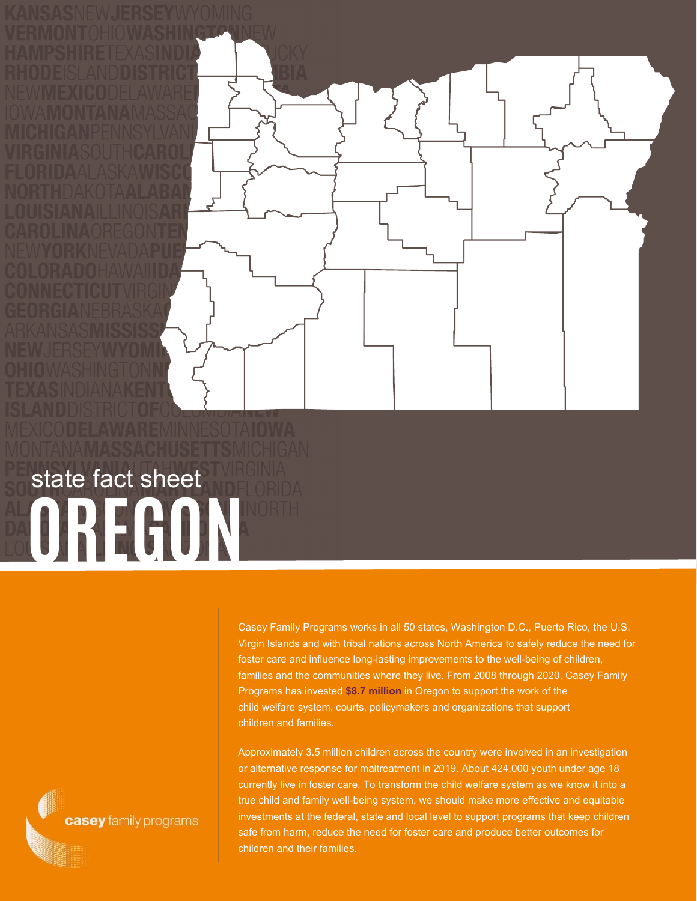state fact sheet

# OREGON

casey family programs

Casey Family Programs works in all 50 states, Washington D.C., Puerto Rico, the U.S. Virgin Islands and with tribal nations across North America to safely reduce the need for foster care and influence long-lasting improvements to the well-being of children, families and the communities where they live. From 2008 through 2020, Casey Family Programs has invested **$8.7 million** in Oregon to support the work of the child welfare system, courts, policymakers and organizations that support children and families.

Approximately 3.5 million children across the country were involved in an investigation or alternative response for maltreatment in 2019. About 424,000 youth under age 18 currently live in foster care. To transform the child welfare system as we know it into a true child and family well-being system, we should make more effective and equitable investments at the federal, state and local level to support programs that keep children safe from harm, reduce the need for foster care and produce better outcomes for children and their families.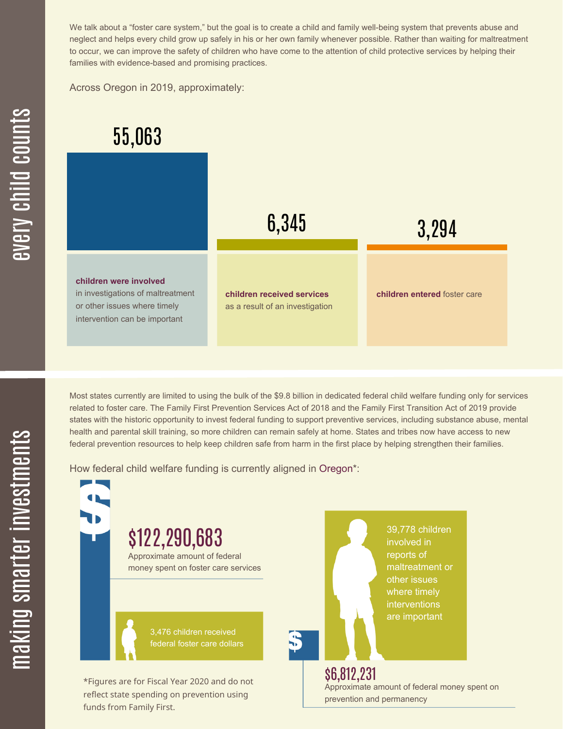## every child counts

We talk about a "foster care system," but the goal is to create a child and family well-being system that prevents abuse and neglect and helps every child grow up safely in his or her own family whenever possible. Rather than waiting for maltreatment to occur, we can improve the safety of children who have come to the attention of child protective services by helping their families with evidence-based and promising practices.

Across Oregon in 2019, approximately:

55,063

**children were involved** in investigations of maltreatment or other issues where timely intervention can be important

6,345

**children received services** as a result of an investigation

3,294

**children entered** foster care

## making smarter investments

Most states currently are limited to using the bulk of the $9.8 billion in dedicated federal child welfare funding only for services related to foster care. The Family First Prevention Services Act of 2018 and the Family First Transition Act of 2019 provide states with the historic opportunity to invest federal funding to support preventive services, including substance abuse, mental health and parental skill training, so more children can remain safely at home. States and tribes now have access to new federal prevention resources to help keep children safe from harm in the first place by helping strengthen their families.

How federal child welfare funding is currently aligned in Oregon*:

$122,290,683

Approximate amount of federal money spent on foster care services

3,476 children received federal foster care dollars

39,778 children involved in reports of maltreatment or other issues where timely interventions are important

$6,812,231

Approximate amount of federal money spent on prevention and permanency

*Figures are for Fiscal Year 2020 and do not reflect state spending on prevention using funds from Family First.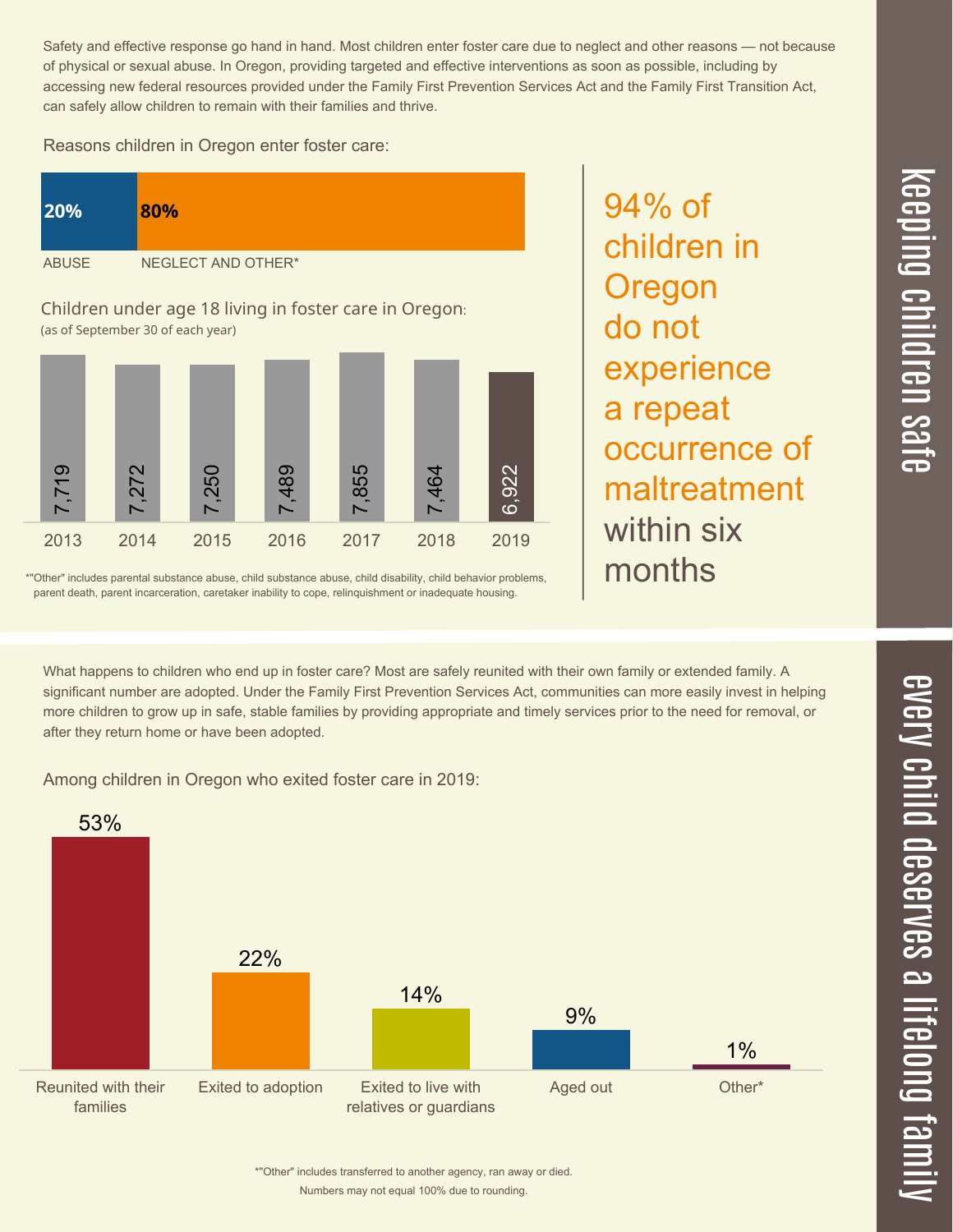# keeping children safe

Safety and effective response go hand in hand. Most children enter foster care due to neglect and other reasons — not because of physical or sexual abuse. In Oregon, providing targeted and effective interventions as soon as possible, including by accessing new federal resources provided under the Family First Prevention Services Act and the Family First Transition Act, can safely allow children to remain with their families and thrive.

Reasons children in Oregon enter foster care:

20% ABUSE

80% NEGLECT AND OTHER*

Children under age 18 living in foster care in Oregon:
(as of September 30 of each year)

7,719 2013
7,272 2014
7,250 2015
7,489 2016
7,855 2017
7,464 2018
6,922 2019

*"Other" includes parental substance abuse, child substance abuse, child disability, child behavior problems, parent death, parent incarceration, caretaker inability to cope, relinquishment or inadequate housing.

94% of children in Oregon do not experience a repeat occurrence of maltreatment within six months

# every child deserves a lifelong family

What happens to children who end up in foster care? Most are safely reunited with their own family or extended family. A significant number are adopted. Under the Family First Prevention Services Act, communities can more easily invest in helping more children to grow up in safe, stable families by providing appropriate and timely services prior to the need for removal, or after they return home or have been adopted.

Among children in Oregon who exited foster care in 2019:

53% Reunited with their families
22% Exited to adoption
14% Exited to live with relatives or guardians
9% Aged out
1% Other*

*"Other" includes transferred to another agency, ran away or died.
Numbers may not equal 100% due to rounding.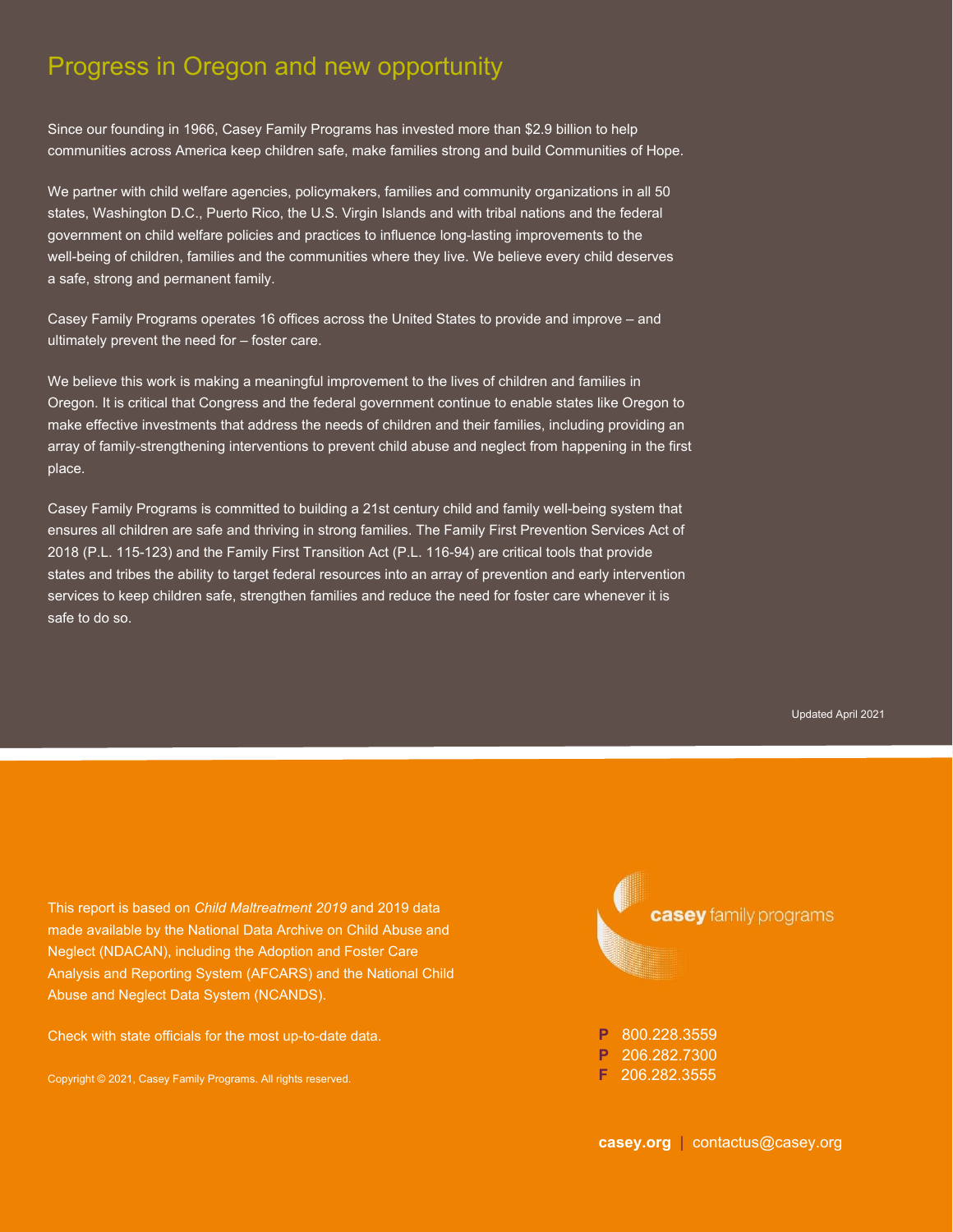## Progress in Oregon and new opportunity

Since our founding in 1966, Casey Family Programs has invested more than $2.9 billion to help communities across America keep children safe, make families strong and build Communities of Hope.

We partner with child welfare agencies, policymakers, families and community organizations in all 50 states, Washington D.C., Puerto Rico, the U.S. Virgin Islands and with tribal nations and the federal government on child welfare policies and practices to influence long-lasting improvements to the well-being of children, families and the communities where they live. We believe every child deserves a safe, strong and permanent family.

Casey Family Programs operates 16 offices across the United States to provide and improve – and ultimately prevent the need for – foster care.

We believe this work is making a meaningful improvement to the lives of children and families in Oregon. It is critical that Congress and the federal government continue to enable states like Oregon to make effective investments that address the needs of children and their families, including providing an array of family-strengthening interventions to prevent child abuse and neglect from happening in the first place.

Casey Family Programs is committed to building a 21st century child and family well-being system that ensures all children are safe and thriving in strong families. The Family First Prevention Services Act of 2018 (P.L. 115-123) and the Family First Transition Act (P.L. 116-94) are critical tools that provide states and tribes the ability to target federal resources into an array of prevention and early intervention services to keep children safe, strengthen families and reduce the need for foster care whenever it is safe to do so.

Updated April 2021

This report is based on *Child Maltreatment 2019* and 2019 data made available by the National Data Archive on Child Abuse and Neglect (NDACAN), including the Adoption and Foster Care Analysis and Reporting System (AFCARS) and the National Child Abuse and Neglect Data System (NCANDS).

Check with state officials for the most up-to-date data.

Copyright © 2021, Casey Family Programs. All rights reserved.

**casey** family programs

**P** 800.228.3559
**P** 206.282.7300
**F** 206.282.3555

**casey.org** | contactus@casey.org